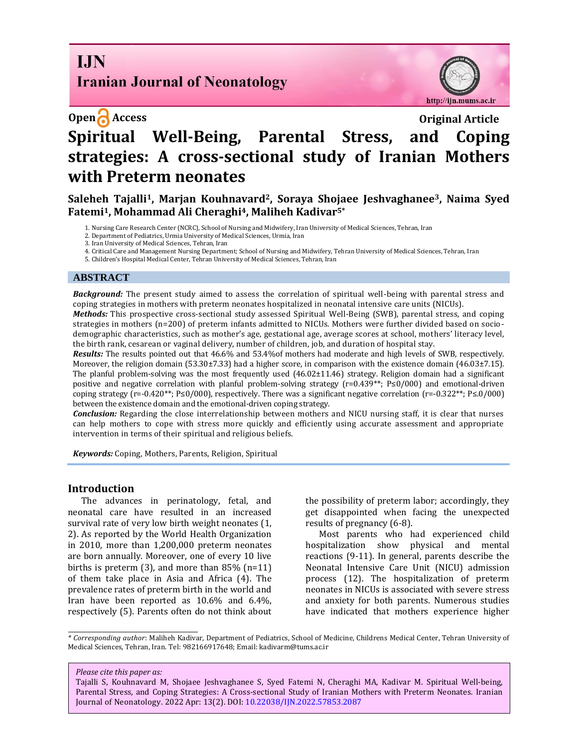IJN

Iranian Journal of Neonatology

Open Access

Original Article

# Spiritual Well-Being, Parental Stress, and Coping strategies: A cross-sectional study of Iranian Mothers with Preterm neonates

**Saleheh Tajalli[1], Marjan Kouhnavard[2], Soraya Shojaee Jeshvaghanee[3], Naima Syed Fatemi[1], Mohammad Ali Cheraghi[4], Maliheh Kadivar[5]***

1. Nursing Care Research Center (NCRC), School of Nursing and Midwifery, Iran University of Medical Sciences, Tehran, Iran
2. Department of Pediatrics, Urmia University of Medical Sciences, Urmia, Iran
3. Iran University of Medical Sciences, Tehran, Iran
4. Critical Care and Management Nursing Department; School of Nursing and Midwifery, Tehran University of Medical Sciences, Tehran, Iran
5. Children's Hospital Medical Center, Tehran University of Medical Sciences, Tehran, Iran

## ABSTRACT

***Background:*** The present study aimed to assess the correlation of spiritual well-being with parental stress and coping strategies in mothers with preterm neonates hospitalized in neonatal intensive care units (NICUs).

***Methods:*** This prospective cross-sectional study assessed Spiritual Well-Being (SWB), parental stress, and coping strategies in mothers (n=200) of preterm infants admitted to NICUs. Mothers were further divided based on socio-demographic characteristics, such as mother's age, gestational age, average scores at school, mothers' literacy level, the birth rank, cesarean or vaginal delivery, number of children, job, and duration of hospital stay.

***Results:*** The results pointed out that 46.6% and 53.4%of mothers had moderate and high levels of SWB, respectively. Moreover, the religion domain (53.30±7.33) had a higher score, in comparison with the existence domain (46.03±7.15). The planful problem-solving was the most frequently used (46.02±11.46) strategy. Religion domain had a significant positive and negative correlation with planful problem-solving strategy (r=0.439**; P≤0/000) and emotional-driven coping strategy (r=-0.420**; P≤0/000), respectively. There was a significant negative correlation (r=-0.322**; P≤.0/000) between the existence domain and the emotional-driven coping strategy.

***Conclusion:*** Regarding the close interrelationship between mothers and NICU nursing staff, it is clear that nurses can help mothers to cope with stress more quickly and efficiently using accurate assessment and appropriate intervention in terms of their spiritual and religious beliefs.

***Keywords:*** Coping, Mothers, Parents, Religion, Spiritual

## Introduction

The advances in perinatology, fetal, and neonatal care have resulted in an increased survival rate of very low birth weight neonates (1, 2). As reported by the World Health Organization in 2010, more than 1,200,000 preterm neonates are born annually. Moreover, one of every 10 live births is preterm (3), and more than 85% (n=11) of them take place in Asia and Africa (4). The prevalence rates of preterm birth in the world and Iran have been reported as 10.6% and 6.4%, respectively (5). Parents often do not think about the possibility of preterm labor; accordingly, they get disappointed when facing the unexpected results of pregnancy (6-8).

Most parents who had experienced child hospitalization show physical and mental reactions (9-11). In general, parents describe the Neonatal Intensive Care Unit (NICU) admission process (12). The hospitalization of preterm neonates in NICUs is associated with severe stress and anxiety for both parents. Numerous studies have indicated that mothers experience higher

---

\* *Corresponding author*: Maliheh Kadivar, Department of Pediatrics, School of Medicine, Childrens Medical Center, Tehran University of Medical Sciences, Tehran, Iran. Tel: 982166917648; Email: kadivarm@tums.ac.ir

*Please cite this paper as:*
Tajalli S, Kouhnavard M, Shojaee Jeshvaghanee S, Syed Fatemi N, Cheraghi MA, Kadivar M. Spiritual Well-being, Parental Stress, and Coping Strategies: A Cross-sectional Study of Iranian Mothers with Preterm Neonates. Iranian Journal of Neonatology. 2022 Apr: 13(2). DOI: 10.22038/IJN.2022.57853.2087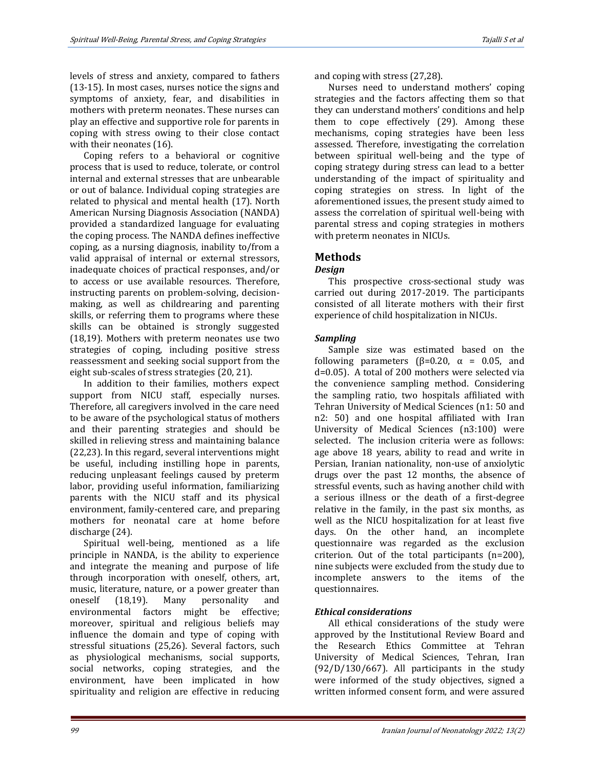levels of stress and anxiety, compared to fathers (13-15). In most cases, nurses notice the signs and symptoms of anxiety, fear, and disabilities in mothers with preterm neonates. These nurses can play an effective and supportive role for parents in coping with stress owing to their close contact with their neonates (16).

Coping refers to a behavioral or cognitive process that is used to reduce, tolerate, or control internal and external stresses that are unbearable or out of balance. Individual coping strategies are related to physical and mental health (17). North American Nursing Diagnosis Association (NANDA) provided a standardized language for evaluating the coping process. The NANDA defines ineffective coping, as a nursing diagnosis, inability to/from a valid appraisal of internal or external stressors, inadequate choices of practical responses, and/or to access or use available resources. Therefore, instructing parents on problem-solving, decision-making, as well as childrearing and parenting skills, or referring them to programs where these skills can be obtained is strongly suggested (18,19). Mothers with preterm neonates use two strategies of coping, including positive stress reassessment and seeking social support from the eight sub-scales of stress strategies (20, 21).

In addition to their families, mothers expect support from NICU staff, especially nurses. Therefore, all caregivers involved in the care need to be aware of the psychological status of mothers and their parenting strategies and should be skilled in relieving stress and maintaining balance (22,23). In this regard, several interventions might be useful, including instilling hope in parents, reducing unpleasant feelings caused by preterm labor, providing useful information, familiarizing parents with the NICU staff and its physical environment, family-centered care, and preparing mothers for neonatal care at home before discharge (24).

Spiritual well-being, mentioned as a life principle in NANDA, is the ability to experience and integrate the meaning and purpose of life through incorporation with oneself, others, art, music, literature, nature, or a power greater than oneself (18,19). Many personality and environmental factors might be effective; moreover, spiritual and religious beliefs may influence the domain and type of coping with stressful situations (25,26). Several factors, such as physiological mechanisms, social supports, social networks, coping strategies, and the environment, have been implicated in how spirituality and religion are effective in reducing and coping with stress (27,28).

Nurses need to understand mothers' coping strategies and the factors affecting them so that they can understand mothers' conditions and help them to cope effectively (29). Among these mechanisms, coping strategies have been less assessed. Therefore, investigating the correlation between spiritual well-being and the type of coping strategy during stress can lead to a better understanding of the impact of spirituality and coping strategies on stress. In light of the aforementioned issues, the present study aimed to assess the correlation of spiritual well-being with parental stress and coping strategies in mothers with preterm neonates in NICUs.

## Methods

### *Design*

This prospective cross-sectional study was carried out during 2017-2019. The participants consisted of all literate mothers with their first experience of child hospitalization in NICUs.

### *Sampling*

Sample size was estimated based on the following parameters ($\beta$=0.20, $\alpha$ = 0.05, and d=0.05). A total of 200 mothers were selected via the convenience sampling method. Considering the sampling ratio, two hospitals affiliated with Tehran University of Medical Sciences (n1: 50 and n2: 50) and one hospital affiliated with Iran University of Medical Sciences (n3:100) were selected. The inclusion criteria were as follows: age above 18 years, ability to read and write in Persian, Iranian nationality, non-use of anxiolytic drugs over the past 12 months, the absence of stressful events, such as having another child with a serious illness or the death of a first-degree relative in the family, in the past six months, as well as the NICU hospitalization for at least five days. On the other hand, an incomplete questionnaire was regarded as the exclusion criterion. Out of the total participants (n=200), nine subjects were excluded from the study due to incomplete answers to the items of the questionnaires.

### *Ethical considerations*

All ethical considerations of the study were approved by the Institutional Review Board and the Research Ethics Committee at Tehran University of Medical Sciences, Tehran, Iran (92/D/130/667). All participants in the study were informed of the study objectives, signed a written informed consent form, and were assured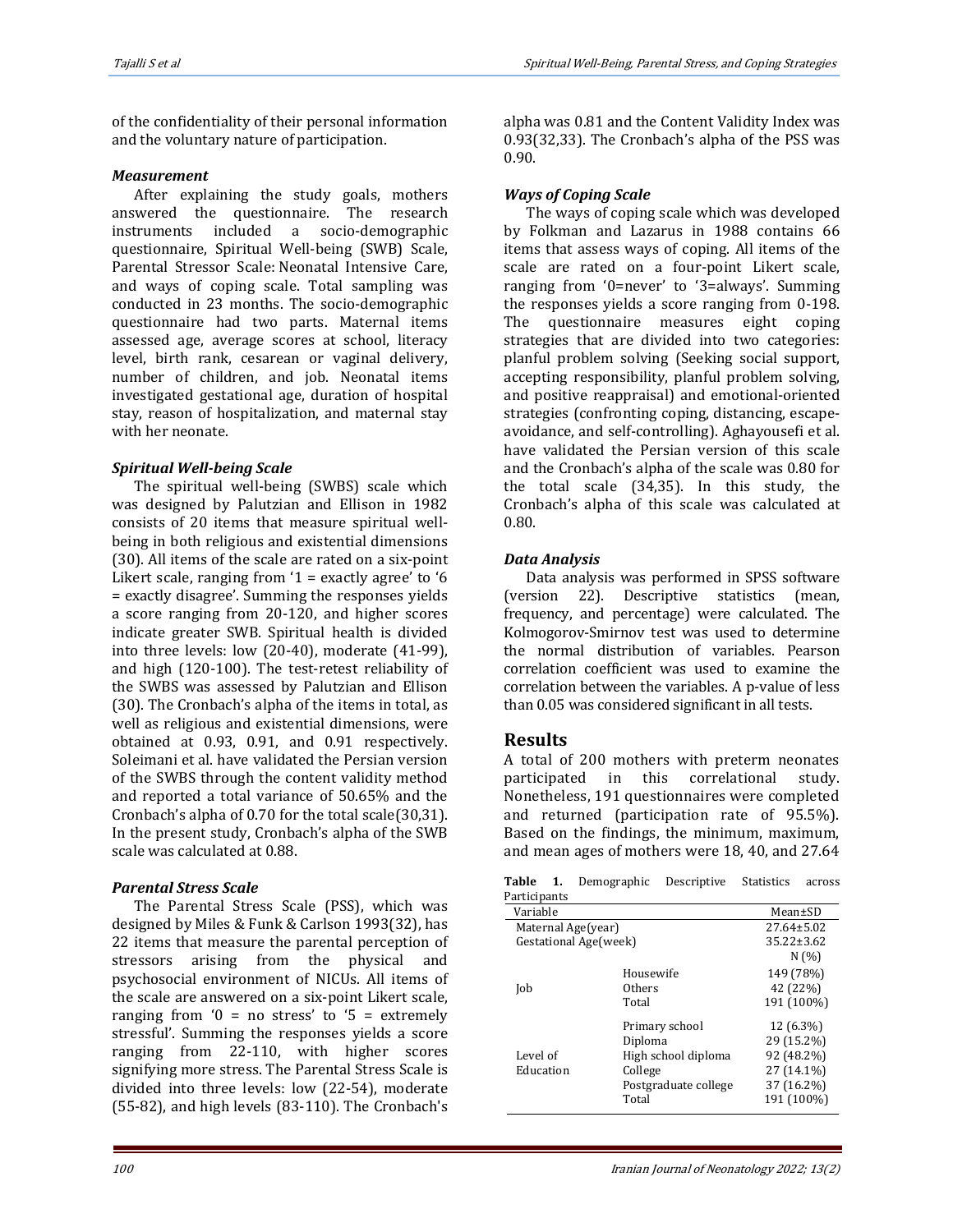of the confidentiality of their personal information and the voluntary nature of participation.

### *Measurement*

After explaining the study goals, mothers answered the questionnaire. The research instruments included a socio-demographic questionnaire, Spiritual Well-being (SWB) Scale, Parental Stressor Scale: Neonatal Intensive Care, and ways of coping scale. Total sampling was conducted in 23 months. The socio-demographic questionnaire had two parts. Maternal items assessed age, average scores at school, literacy level, birth rank, cesarean or vaginal delivery, number of children, and job. Neonatal items investigated gestational age, duration of hospital stay, reason of hospitalization, and maternal stay with her neonate.

### *Spiritual Well-being Scale*

The spiritual well-being (SWBS) scale which was designed by Palutzian and Ellison in 1982 consists of 20 items that measure spiritual well-being in both religious and existential dimensions (30). All items of the scale are rated on a six-point Likert scale, ranging from '1 = exactly agree' to '6 = exactly disagree'. Summing the responses yields a score ranging from 20-120, and higher scores indicate greater SWB. Spiritual health is divided into three levels: low (20-40), moderate (41-99), and high (120-100). The test-retest reliability of the SWBS was assessed by Palutzian and Ellison (30). The Cronbach's alpha of the items in total, as well as religious and existential dimensions, were obtained at 0.93, 0.91, and 0.91 respectively. Soleimani et al. have validated the Persian version of the SWBS through the content validity method and reported a total variance of 50.65% and the Cronbach's alpha of 0.70 for the total scale(30,31). In the present study, Cronbach's alpha of the SWB scale was calculated at 0.88.

### *Parental Stress Scale*

The Parental Stress Scale (PSS), which was designed by Miles & Funk & Carlson 1993(32), has 22 items that measure the parental perception of stressors arising from the physical and psychosocial environment of NICUs. All items of the scale are answered on a six-point Likert scale, ranging from '0 = no stress' to '5 = extremely stressful'. Summing the responses yields a score ranging from 22-110, with higher scores signifying more stress. The Parental Stress Scale is divided into three levels: low (22-54), moderate (55-82), and high levels (83-110). The Cronbach's alpha was 0.81 and the Content Validity Index was 0.93(32,33). The Cronbach's alpha of the PSS was 0.90.

### *Ways of Coping Scale*

The ways of coping scale which was developed by Folkman and Lazarus in 1988 contains 66 items that assess ways of coping. All items of the scale are rated on a four-point Likert scale, ranging from '0=never' to '3=always'. Summing the responses yields a score ranging from 0-198. The questionnaire measures eight coping strategies that are divided into two categories: planful problem solving (Seeking social support, accepting responsibility, planful problem solving, and positive reappraisal) and emotional-oriented strategies (confronting coping, distancing, escape-avoidance, and self-controlling). Aghayousefi et al. have validated the Persian version of this scale and the Cronbach's alpha of the scale was 0.80 for the total scale (34,35). In this study, the Cronbach's alpha of this scale was calculated at 0.80.

### *Data Analysis*

Data analysis was performed in SPSS software (version 22). Descriptive statistics (mean, frequency, and percentage) were calculated. The Kolmogorov-Smirnov test was used to determine the normal distribution of variables. Pearson correlation coefficient was used to examine the correlation between the variables. A p-value of less than 0.05 was considered significant in all tests.

## Results

A total of 200 mothers with preterm neonates participated in this correlational study. Nonetheless, 191 questionnaires were completed and returned (participation rate of 95.5%). Based on the findings, the minimum, maximum, and mean ages of mothers were 18, 40, and 27.64

**Table 1.** Demographic Descriptive Statistics across Participants

| Variable | | Mean±SD |
|---|---|---|
| Maternal Age(year) | | 27.64±5.02 |
| Gestational Age(week) | | 35.22±3.62 |
| | | N (%) |
| Job | Housewife | 149 (78%) |
| | Others | 42 (22%) |
| | Total | 191 (100%) |
| Level of Education | Primary school | 12 (6.3%) |
| | Diploma | 29 (15.2%) |
| | High school diploma | 92 (48.2%) |
| | College | 27 (14.1%) |
| | Postgraduate college | 37 (16.2%) |
| | Total | 191 (100%) |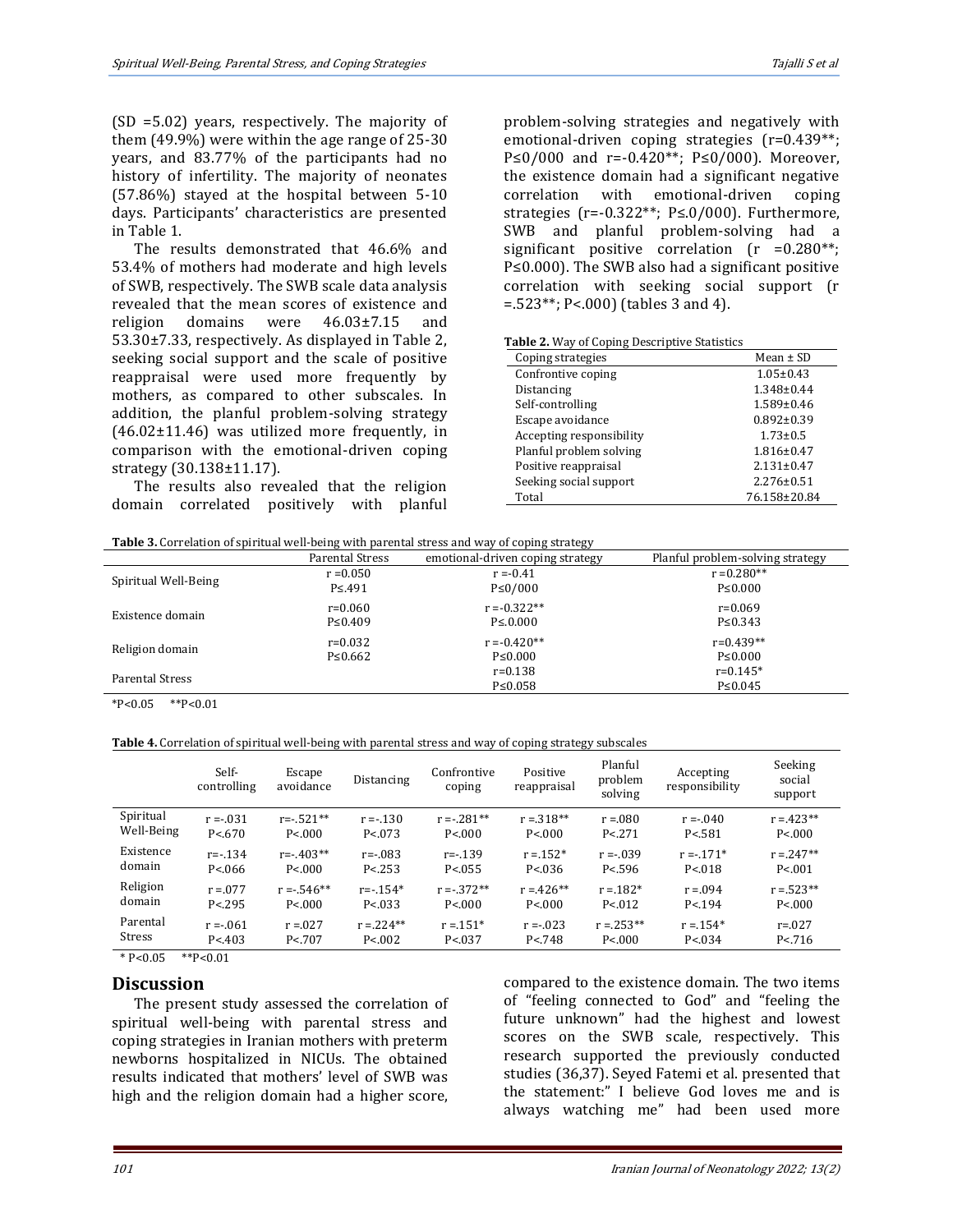(SD =5.02) years, respectively. The majority of them (49.9%) were within the age range of 25-30 years, and 83.77% of the participants had no history of infertility. The majority of neonates (57.86%) stayed at the hospital between 5-10 days. Participants' characteristics are presented in Table 1.

The results demonstrated that 46.6% and 53.4% of mothers had moderate and high levels of SWB, respectively. The SWB scale data analysis revealed that the mean scores of existence and religion domains were 46.03±7.15 and 53.30±7.33, respectively. As displayed in Table 2, seeking social support and the scale of positive reappraisal were used more frequently by mothers, as compared to other subscales. In addition, the planful problem-solving strategy (46.02±11.46) was utilized more frequently, in comparison with the emotional-driven coping strategy (30.138±11.17).

The results also revealed that the religion domain correlated positively with planful problem-solving strategies and negatively with emotional-driven coping strategies (r=0.439**; P≤0/000 and r=-0.420**; P≤0/000). Moreover, the existence domain had a significant negative correlation with emotional-driven coping strategies (r=-0.322**; P≤.0/000). Furthermore, SWB and planful problem-solving had a significant positive correlation (r =0.280**; P≤0.000). The SWB also had a significant positive correlation with seeking social support (r =.523**; P<.000) (tables 3 and 4).

**Table 2.** Way of Coping Descriptive Statistics

| Coping strategies | Mean ± SD |
|---|---|
| Confrontive coping | 1.05±0.43 |
| Distancing | 1.348±0.44 |
| Self-controlling | 1.589±0.46 |
| Escape avoidance | 0.892±0.39 |
| Accepting responsibility | 1.73±0.5 |
| Planful problem solving | 1.816±0.47 |
| Positive reappraisal | 2.131±0.47 |
| Seeking social support | 2.276±0.51 |
| Total | 76.158±20.84 |

**Table 3.** Correlation of spiritual well-being with parental stress and way of coping strategy

| | Parental Stress | emotional-driven coping strategy | Planful problem-solving strategy |
|---|---|---|---|
| Spiritual Well-Being | r =0.050<br>P≤.491 | r =-0.41<br>P≤0/000 | r =0.280**<br>P≤0.000 |
| Existence domain | r=0.060<br>P≤0.409 | r =-0.322**<br>P≤.0.000 | r=0.069<br>P≤0.343 |
| Religion domain | r=0.032<br>P≤0.662 | r =-0.420**<br>P≤0.000 | r=0.439**<br>P≤0.000 |
| Parental Stress | | r=0.138<br>P≤0.058 | r=0.145*<br>P≤0.045 |

*P<0.05 **P<0.01

**Table 4.** Correlation of spiritual well-being with parental stress and way of coping strategy subscales

| | Self-controlling | Escape avoidance | Distancing | Confrontive coping | Positive reappraisal | Planful problem solving | Accepting responsibility | Seeking social support |
|---|---|---|---|---|---|---|---|---|
| Spiritual Well-Being | r =-.031<br>P<.670 | r=-.521**<br>P<.000 | r =-.130<br>P<.073 | r =-.281**<br>P<.000 | r =.318**<br>P<.000 | r =.080<br>P<.271 | r =-.040<br>P<.581 | r =.423**<br>P<.000 |
| Existence domain | r=-.134<br>P<.066 | r=-.403**<br>P<.000 | r=-.083<br>P<.253 | r=-.139<br>P<.055 | r =.152*<br>P<.036 | r =-.039<br>P<.596 | r =-.171*<br>P<.018 | r =.247**<br>P<.001 |
| Religion domain | r =.077<br>P<.295 | r =-.546**<br>P<.000 | r=-.154*<br>P<.033 | r =-.372**<br>P<.000 | r =.426**<br>P<.000 | r =.182*<br>P<.012 | r =.094<br>P<.194 | r =.523**<br>P<.000 |
| Parental Stress | r =-.061<br>P<.403 | r =.027<br>P<.707 | r =.224**<br>P<.002 | r =.151*<br>P<.037 | r =-.023<br>P<.748 | r =.253**<br>P<.000 | r =.154*<br>P<.034 | r=.027<br>P<.716 |

* P<0.05 **P<0.01

## Discussion

The present study assessed the correlation of spiritual well-being with parental stress and coping strategies in Iranian mothers with preterm newborns hospitalized in NICUs. The obtained results indicated that mothers' level of SWB was high and the religion domain had a higher score, compared to the existence domain. The two items of "feeling connected to God" and "feeling the future unknown" had the highest and lowest scores on the SWB scale, respectively. This research supported the previously conducted studies (36,37). Seyed Fatemi et al. presented that the statement:" I believe God loves me and is always watching me" had been used more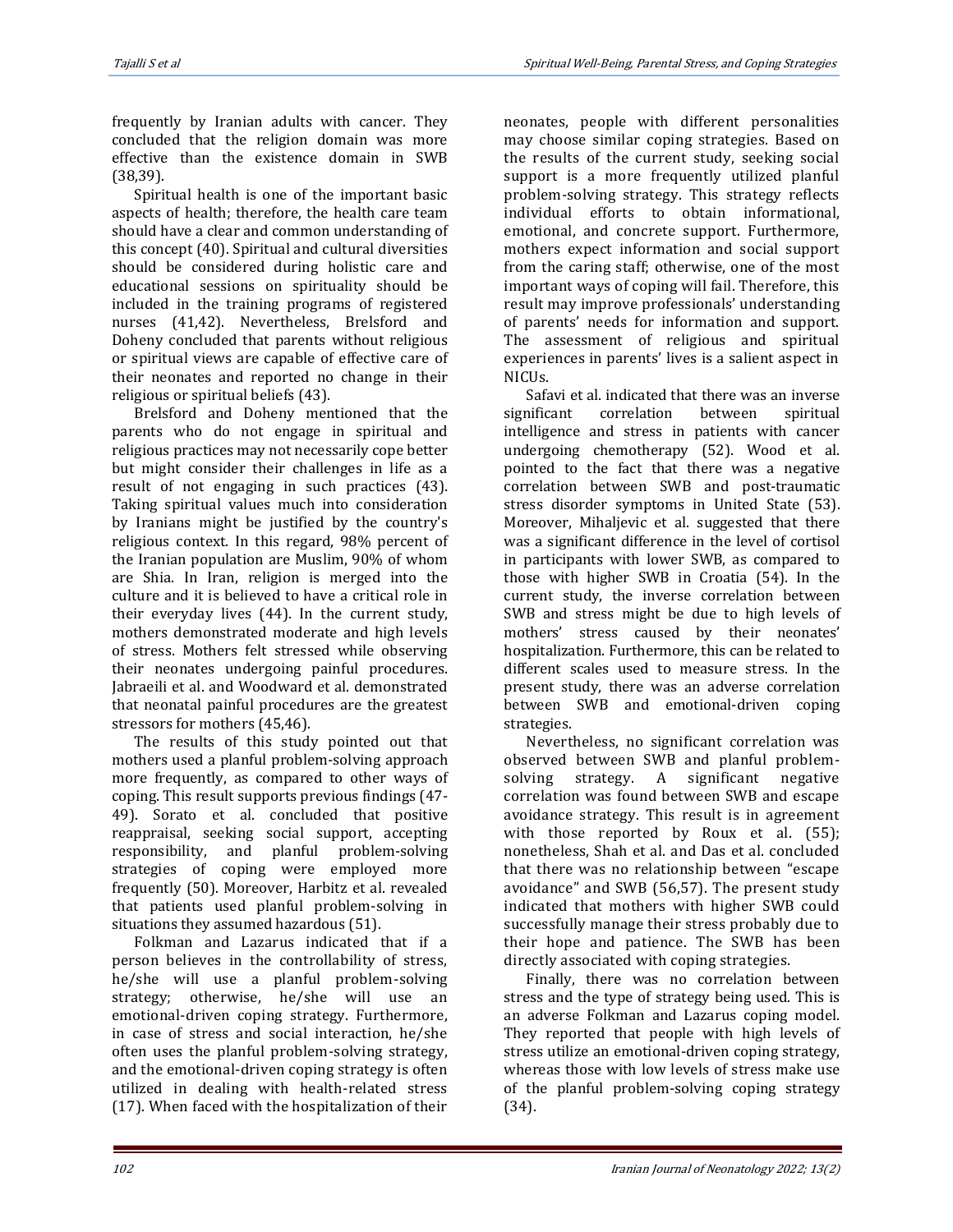frequently by Iranian adults with cancer. They concluded that the religion domain was more effective than the existence domain in SWB (38,39).

Spiritual health is one of the important basic aspects of health; therefore, the health care team should have a clear and common understanding of this concept (40). Spiritual and cultural diversities should be considered during holistic care and educational sessions on spirituality should be included in the training programs of registered nurses (41,42). Nevertheless, Brelsford and Doheny concluded that parents without religious or spiritual views are capable of effective care of their neonates and reported no change in their religious or spiritual beliefs (43).

Brelsford and Doheny mentioned that the parents who do not engage in spiritual and religious practices may not necessarily cope better but might consider their challenges in life as a result of not engaging in such practices (43). Taking spiritual values much into consideration by Iranians might be justified by the country's religious context. In this regard, 98% percent of the Iranian population are Muslim, 90% of whom are Shia. In Iran, religion is merged into the culture and it is believed to have a critical role in their everyday lives (44). In the current study, mothers demonstrated moderate and high levels of stress. Mothers felt stressed while observing their neonates undergoing painful procedures. Jabraeili et al. and Woodward et al. demonstrated that neonatal painful procedures are the greatest stressors for mothers (45,46).

The results of this study pointed out that mothers used a planful problem-solving approach more frequently, as compared to other ways of coping. This result supports previous findings (47-49). Sorato et al. concluded that positive reappraisal, seeking social support, accepting responsibility, and planful problem-solving strategies of coping were employed more frequently (50). Moreover, Harbitz et al. revealed that patients used planful problem-solving in situations they assumed hazardous (51).

Folkman and Lazarus indicated that if a person believes in the controllability of stress, he/she will use a planful problem-solving strategy; otherwise, he/she will use an emotional-driven coping strategy. Furthermore, in case of stress and social interaction, he/she often uses the planful problem-solving strategy, and the emotional-driven coping strategy is often utilized in dealing with health-related stress (17). When faced with the hospitalization of their neonates, people with different personalities may choose similar coping strategies. Based on the results of the current study, seeking social support is a more frequently utilized planful problem-solving strategy. This strategy reflects individual efforts to obtain informational, emotional, and concrete support. Furthermore, mothers expect information and social support from the caring staff; otherwise, one of the most important ways of coping will fail. Therefore, this result may improve professionals' understanding of parents' needs for information and support. The assessment of religious and spiritual experiences in parents' lives is a salient aspect in NICUs.

Safavi et al. indicated that there was an inverse significant correlation between spiritual intelligence and stress in patients with cancer undergoing chemotherapy (52). Wood et al. pointed to the fact that there was a negative correlation between SWB and post-traumatic stress disorder symptoms in United State (53). Moreover, Mihaljevic et al. suggested that there was a significant difference in the level of cortisol in participants with lower SWB, as compared to those with higher SWB in Croatia (54). In the current study, the inverse correlation between SWB and stress might be due to high levels of mothers' stress caused by their neonates' hospitalization. Furthermore, this can be related to different scales used to measure stress. In the present study, there was an adverse correlation between SWB and emotional-driven coping strategies.

Nevertheless, no significant correlation was observed between SWB and planful problem-solving strategy. A significant negative correlation was found between SWB and escape avoidance strategy. This result is in agreement with those reported by Roux et al. (55); nonetheless, Shah et al. and Das et al. concluded that there was no relationship between "escape avoidance" and SWB (56,57). The present study indicated that mothers with higher SWB could successfully manage their stress probably due to their hope and patience. The SWB has been directly associated with coping strategies.

Finally, there was no correlation between stress and the type of strategy being used. This is an adverse Folkman and Lazarus coping model. They reported that people with high levels of stress utilize an emotional-driven coping strategy, whereas those with low levels of stress make use of the planful problem-solving coping strategy (34).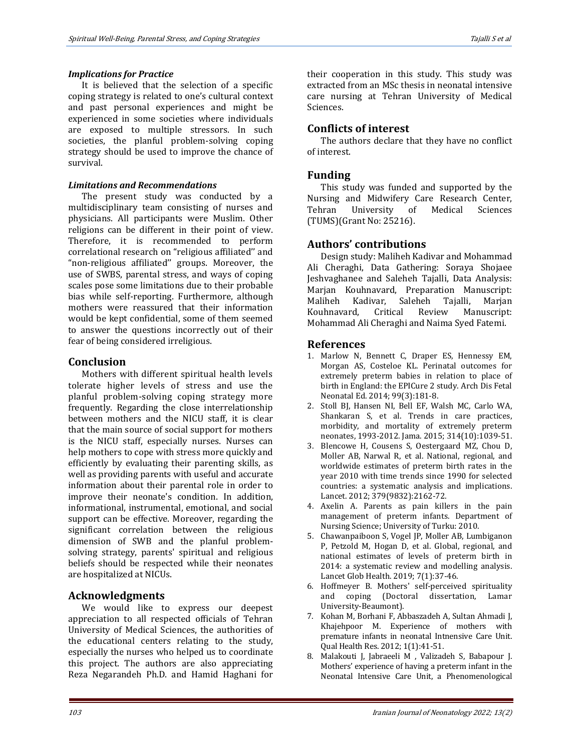### *Implications for Practice*

It is believed that the selection of a specific coping strategy is related to one's cultural context and past personal experiences and might be experienced in some societies where individuals are exposed to multiple stressors. In such societies, the planful problem-solving coping strategy should be used to improve the chance of survival.

### *Limitations and Recommendations*

The present study was conducted by a multidisciplinary team consisting of nurses and physicians. All participants were Muslim. Other religions can be different in their point of view. Therefore, it is recommended to perform correlational research on "religious affiliated" and "non-religious affiliated" groups. Moreover, the use of SWBS, parental stress, and ways of coping scales pose some limitations due to their probable bias while self-reporting. Furthermore, although mothers were reassured that their information would be kept confidential, some of them seemed to answer the questions incorrectly out of their fear of being considered irreligious.

## Conclusion

Mothers with different spiritual health levels tolerate higher levels of stress and use the planful problem-solving coping strategy more frequently. Regarding the close interrelationship between mothers and the NICU staff, it is clear that the main source of social support for mothers is the NICU staff, especially nurses. Nurses can help mothers to cope with stress more quickly and efficiently by evaluating their parenting skills, as well as providing parents with useful and accurate information about their parental role in order to improve their neonate's condition. In addition, informational, instrumental, emotional, and social support can be effective. Moreover, regarding the significant correlation between the religious dimension of SWB and the planful problem-solving strategy, parents' spiritual and religious beliefs should be respected while their neonates are hospitalized at NICUs.

## Acknowledgments

We would like to express our deepest appreciation to all respected officials of Tehran University of Medical Sciences, the authorities of the educational centers relating to the study, especially the nurses who helped us to coordinate this project. The authors are also appreciating Reza Negarandeh Ph.D. and Hamid Haghani for their cooperation in this study. This study was extracted from an MSc thesis in neonatal intensive care nursing at Tehran University of Medical Sciences.

## Conflicts of interest

The authors declare that they have no conflict of interest.

## Funding

This study was funded and supported by the Nursing and Midwifery Care Research Center, Tehran University of Medical Sciences (TUMS)(Grant No: 25216).

## Authors' contributions

Design study: Maliheh Kadivar and Mohammad Ali Cheraghi, Data Gathering: Soraya Shojaee Jeshvaghanee and Saleheh Tajalli, Data Analysis: Marjan Kouhnavard, Preparation Manuscript: Maliheh Kadivar, Saleheh Tajalli, Marjan Kouhnavard, Critical Review Manuscript: Mohammad Ali Cheraghi and Naima Syed Fatemi.

## References

1. Marlow N, Bennett C, Draper ES, Hennessy EM, Morgan AS, Costeloe KL. Perinatal outcomes for extremely preterm babies in relation to place of birth in England: the EPICure 2 study. Arch Dis Fetal Neonatal Ed. 2014; 99(3):181-8.
2. Stoll BJ, Hansen NI, Bell EF, Walsh MC, Carlo WA, Shankaran S, et al. Trends in care practices, morbidity, and mortality of extremely preterm neonates, 1993-2012. Jama. 2015; 314(10):1039-51.
3. Blencowe H, Cousens S, Oestergaard MZ, Chou D, Moller AB, Narwal R, et al. National, regional, and worldwide estimates of preterm birth rates in the year 2010 with time trends since 1990 for selected countries: a systematic analysis and implications. Lancet. 2012; 379(9832):2162-72.
4. Axelin A. Parents as pain killers in the pain management of preterm infants. Department of Nursing Science; University of Turku: 2010.
5. Chawanpaiboon S, Vogel JP, Moller AB, Lumbiganon P, Petzold M, Hogan D, et al. Global, regional, and national estimates of levels of preterm birth in 2014: a systematic review and modelling analysis. Lancet Glob Health. 2019; 7(1):37-46.
6. Hoffmeyer B. Mothers' self-perceived spirituality and coping (Doctoral dissertation, Lamar University-Beaumont).
7. Kohan M, Borhani F, Abbaszadeh A, Sultan Ahmadi J, Khajehpoor M. Experience of mothers with premature infants in neonatal Intnensive Care Unit. Qual Health Res. 2012; 1(1):41-51.
8. Malakouti J, Jabraeeli M , Valizadeh S, Babapour J. Mothers' experience of having a preterm infant in the Neonatal Intensive Care Unit, a Phenomenological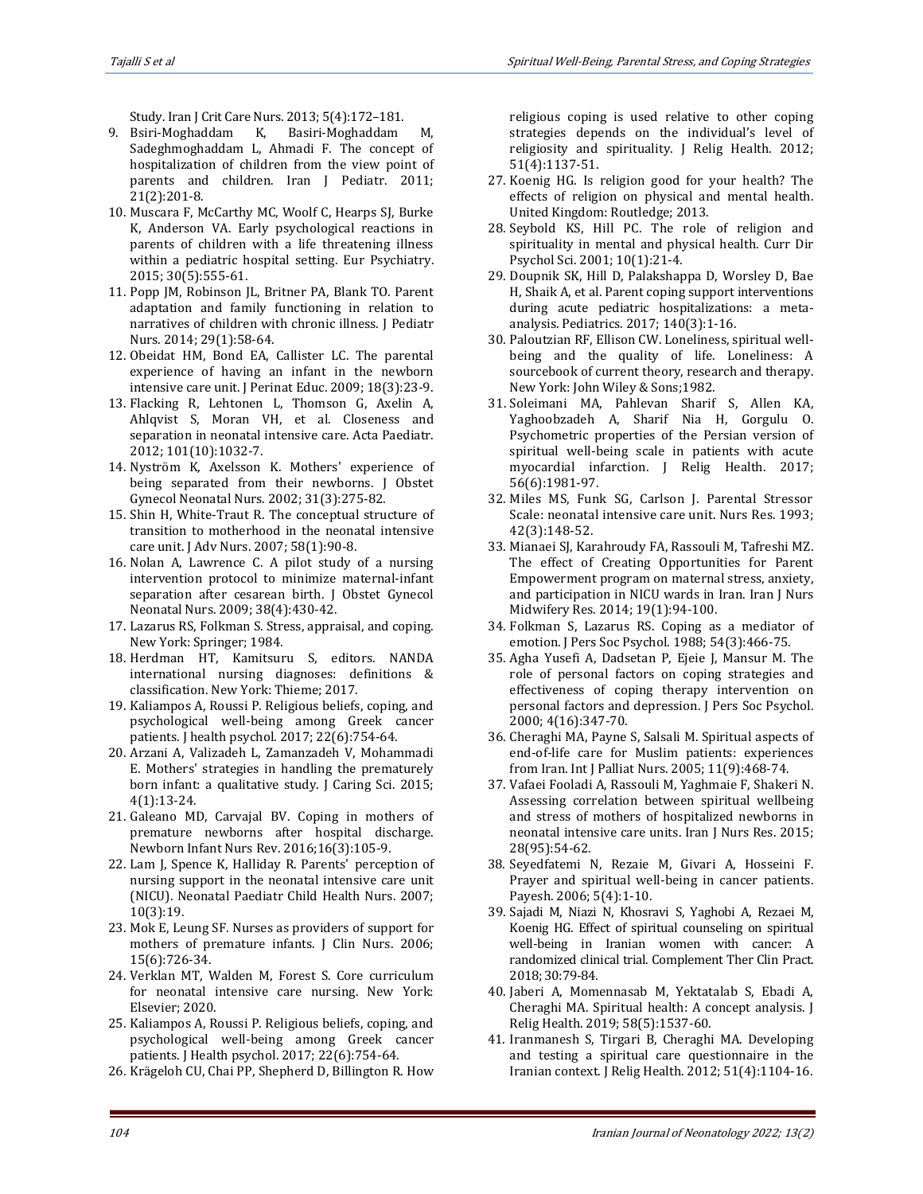Study. Iran J Crit Care Nurs. 2013; 5(4):172–181.

9. Bsiri-Moghaddam K, Basiri-Moghaddam M, Sadeghmoghaddam L, Ahmadi F. The concept of hospitalization of children from the view point of parents and children. Iran J Pediatr. 2011; 21(2):201-8.
10. Muscara F, McCarthy MC, Woolf C, Hearps SJ, Burke K, Anderson VA. Early psychological reactions in parents of children with a life threatening illness within a pediatric hospital setting. Eur Psychiatry. 2015; 30(5):555-61.
11. Popp JM, Robinson JL, Britner PA, Blank TO. Parent adaptation and family functioning in relation to narratives of children with chronic illness. J Pediatr Nurs. 2014; 29(1):58-64.
12. Obeidat HM, Bond EA, Callister LC. The parental experience of having an infant in the newborn intensive care unit. J Perinat Educ. 2009; 18(3):23-9.
13. Flacking R, Lehtonen L, Thomson G, Axelin A, Ahlqvist S, Moran VH, et al. Closeness and separation in neonatal intensive care. Acta Paediatr. 2012; 101(10):1032-7.
14. Nyström K, Axelsson K. Mothers' experience of being separated from their newborns. J Obstet Gynecol Neonatal Nurs. 2002; 31(3):275-82.
15. Shin H, White-Traut R. The conceptual structure of transition to motherhood in the neonatal intensive care unit. J Adv Nurs. 2007; 58(1):90-8.
16. Nolan A, Lawrence C. A pilot study of a nursing intervention protocol to minimize maternal-infant separation after cesarean birth. J Obstet Gynecol Neonatal Nurs. 2009; 38(4):430-42.
17. Lazarus RS, Folkman S. Stress, appraisal, and coping. New York: Springer; 1984.
18. Herdman HT, Kamitsuru S, editors. NANDA international nursing diagnoses: definitions & classification. New York: Thieme; 2017.
19. Kaliampos A, Roussi P. Religious beliefs, coping, and psychological well-being among Greek cancer patients. J health psychol. 2017; 22(6):754-64.
20. Arzani A, Valizadeh L, Zamanzadeh V, Mohammadi E. Mothers' strategies in handling the prematurely born infant: a qualitative study. J Caring Sci. 2015; 4(1):13-24.
21. Galeano MD, Carvajal BV. Coping in mothers of premature newborns after hospital discharge. Newborn Infant Nurs Rev. 2016;16(3):105-9.
22. Lam J, Spence K, Halliday R. Parents' perception of nursing support in the neonatal intensive care unit (NICU). Neonatal Paediatr Child Health Nurs. 2007; 10(3):19.
23. Mok E, Leung SF. Nurses as providers of support for mothers of premature infants. J Clin Nurs. 2006; 15(6):726-34.
24. Verklan MT, Walden M, Forest S. Core curriculum for neonatal intensive care nursing. New York: Elsevier; 2020.
25. Kaliampos A, Roussi P. Religious beliefs, coping, and psychological well-being among Greek cancer patients. J Health psychol. 2017; 22(6):754-64.
26. Krägeloh CU, Chai PP, Shepherd D, Billington R. How religious coping is used relative to other coping strategies depends on the individual's level of religiosity and spirituality. J Relig Health. 2012; 51(4):1137-51.
27. Koenig HG. Is religion good for your health? The effects of religion on physical and mental health. United Kingdom: Routledge; 2013.
28. Seybold KS, Hill PC. The role of religion and spirituality in mental and physical health. Curr Dir Psychol Sci. 2001; 10(1):21-4.
29. Doupnik SK, Hill D, Palakshappa D, Worsley D, Bae H, Shaik A, et al. Parent coping support interventions during acute pediatric hospitalizations: a meta-analysis. Pediatrics. 2017; 140(3):1-16.
30. Paloutzian RF, Ellison CW. Loneliness, spiritual well-being and the quality of life. Loneliness: A sourcebook of current theory, research and therapy. New York: John Wiley & Sons;1982.
31. Soleimani MA, Pahlevan Sharif S, Allen KA, Yaghoobzadeh A, Sharif Nia H, Gorgulu O. Psychometric properties of the Persian version of spiritual well-being scale in patients with acute myocardial infarction. J Relig Health. 2017; 56(6):1981-97.
32. Miles MS, Funk SG, Carlson J. Parental Stressor Scale: neonatal intensive care unit. Nurs Res. 1993; 42(3):148-52.
33. Mianaei SJ, Karahroudy FA, Rassouli M, Tafreshi MZ. The effect of Creating Opportunities for Parent Empowerment program on maternal stress, anxiety, and participation in NICU wards in Iran. Iran J Nurs Midwifery Res. 2014; 19(1):94-100.
34. Folkman S, Lazarus RS. Coping as a mediator of emotion. J Pers Soc Psychol. 1988; 54(3):466-75.
35. Agha Yusefi A, Dadsetan P, Ejeie J, Mansur M. The role of personal factors on coping strategies and effectiveness of coping therapy intervention on personal factors and depression. J Pers Soc Psychol. 2000; 4(16):347-70.
36. Cheraghi MA, Payne S, Salsali M. Spiritual aspects of end-of-life care for Muslim patients: experiences from Iran. Int J Palliat Nurs. 2005; 11(9):468-74.
37. Vafaei Fooladi A, Rassouli M, Yaghmaie F, Shakeri N. Assessing correlation between spiritual wellbeing and stress of mothers of hospitalized newborns in neonatal intensive care units. Iran J Nurs Res. 2015; 28(95):54-62.
38. Seyedfatemi N, Rezaie M, Givari A, Hosseini F. Prayer and spiritual well-being in cancer patients. Payesh. 2006; 5(4):1-10.
39. Sajadi M, Niazi N, Khosravi S, Yaghobi A, Rezaei M, Koenig HG. Effect of spiritual counseling on spiritual well-being in Iranian women with cancer: A randomized clinical trial. Complement Ther Clin Pract. 2018; 30:79-84.
40. Jaberi A, Momennasab M, Yektatalab S, Ebadi A, Cheraghi MA. Spiritual health: A concept analysis. J Relig Health. 2019; 58(5):1537-60.
41. Iranmanesh S, Tirgari B, Cheraghi MA. Developing and testing a spiritual care questionnaire in the Iranian context. J Relig Health. 2012; 51(4):1104-16.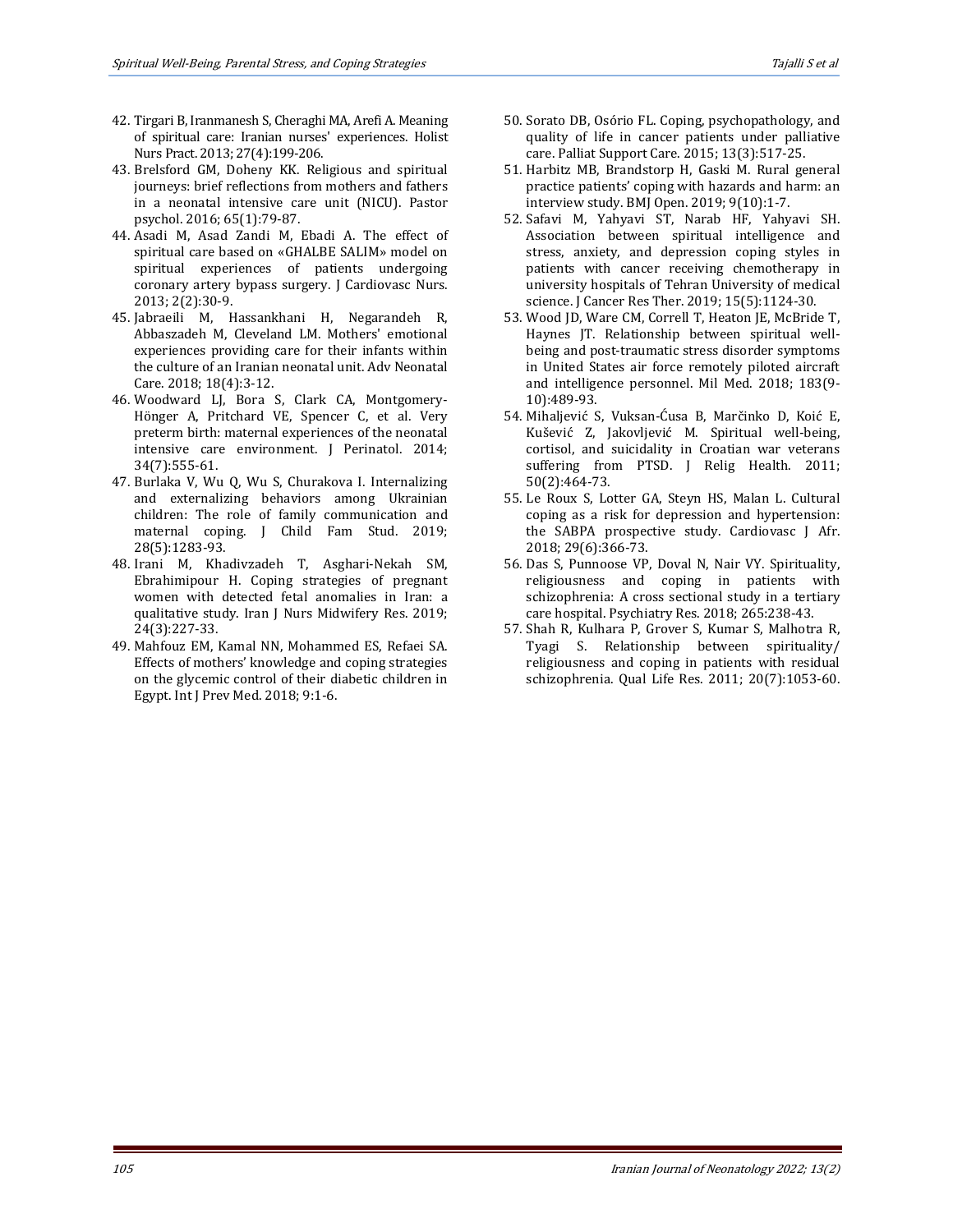42. Tirgari B, Iranmanesh S, Cheraghi MA, Arefi A. Meaning of spiritual care: Iranian nurses' experiences. Holist Nurs Pract. 2013; 27(4):199-206.
43. Brelsford GM, Doheny KK. Religious and spiritual journeys: brief reflections from mothers and fathers in a neonatal intensive care unit (NICU). Pastor psychol. 2016; 65(1):79-87.
44. Asadi M, Asad Zandi M, Ebadi A. The effect of spiritual care based on «GHALBE SALIM» model on spiritual experiences of patients undergoing coronary artery bypass surgery. J Cardiovasc Nurs. 2013; 2(2):30-9.
45. Jabraeili M, Hassankhani H, Negarandeh R, Abbaszadeh M, Cleveland LM. Mothers' emotional experiences providing care for their infants within the culture of an Iranian neonatal unit. Adv Neonatal Care. 2018; 18(4):3-12.
46. Woodward LJ, Bora S, Clark CA, Montgomery-Hönger A, Pritchard VE, Spencer C, et al. Very preterm birth: maternal experiences of the neonatal intensive care environment. J Perinatol. 2014; 34(7):555-61.
47. Burlaka V, Wu Q, Wu S, Churakova I. Internalizing and externalizing behaviors among Ukrainian children: The role of family communication and maternal coping. J Child Fam Stud. 2019; 28(5):1283-93.
48. Irani M, Khadivzadeh T, Asghari-Nekah SM, Ebrahimipour H. Coping strategies of pregnant women with detected fetal anomalies in Iran: a qualitative study. Iran J Nurs Midwifery Res. 2019; 24(3):227-33.
49. Mahfouz EM, Kamal NN, Mohammed ES, Refaei SA. Effects of mothers' knowledge and coping strategies on the glycemic control of their diabetic children in Egypt. Int J Prev Med. 2018; 9:1-6.
50. Sorato DB, Osório FL. Coping, psychopathology, and quality of life in cancer patients under palliative care. Palliat Support Care. 2015; 13(3):517-25.
51. Harbitz MB, Brandstorp H, Gaski M. Rural general practice patients' coping with hazards and harm: an interview study. BMJ Open. 2019; 9(10):1-7.
52. Safavi M, Yahyavi ST, Narab HF, Yahyavi SH. Association between spiritual intelligence and stress, anxiety, and depression coping styles in patients with cancer receiving chemotherapy in university hospitals of Tehran University of medical science. J Cancer Res Ther. 2019; 15(5):1124-30.
53. Wood JD, Ware CM, Correll T, Heaton JE, McBride T, Haynes JT. Relationship between spiritual well-being and post-traumatic stress disorder symptoms in United States air force remotely piloted aircraft and intelligence personnel. Mil Med. 2018; 183(9-10):489-93.
54. Mihaljević S, Vuksan-Ćusa B, Marčinko D, Koić E, Kušević Z, Jakovljević M. Spiritual well-being, cortisol, and suicidality in Croatian war veterans suffering from PTSD. J Relig Health. 2011; 50(2):464-73.
55. Le Roux S, Lotter GA, Steyn HS, Malan L. Cultural coping as a risk for depression and hypertension: the SABPA prospective study. Cardiovasc J Afr. 2018; 29(6):366-73.
56. Das S, Punnoose VP, Doval N, Nair VY. Spirituality, religiousness and coping in patients with schizophrenia: A cross sectional study in a tertiary care hospital. Psychiatry Res. 2018; 265:238-43.
57. Shah R, Kulhara P, Grover S, Kumar S, Malhotra R, Tyagi S. Relationship between spirituality/ religiousness and coping in patients with residual schizophrenia. Qual Life Res. 2011; 20(7):1053-60.